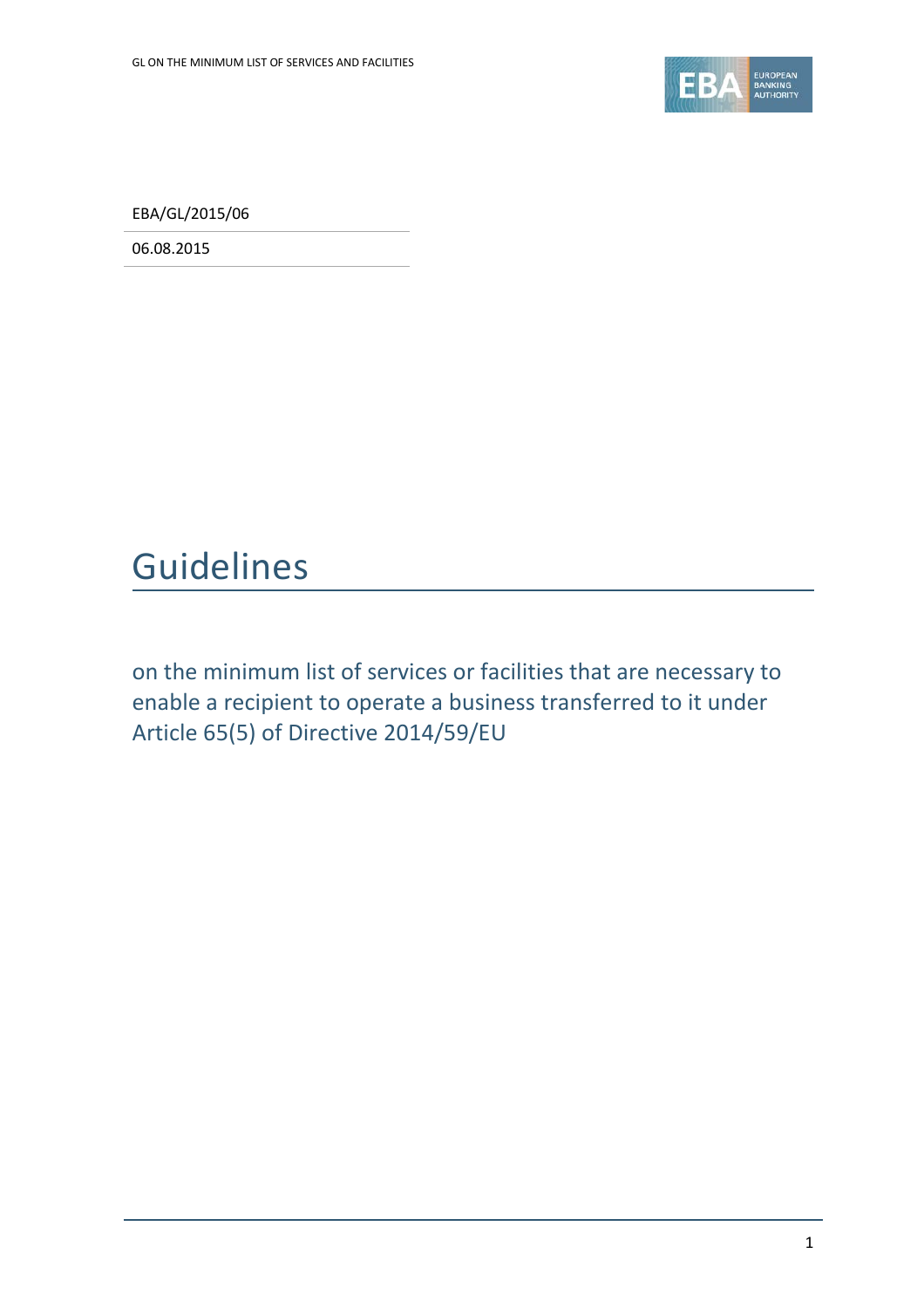EBA/GL/2015/06

06.08.2015

# Guidelines

on the minimum list of services or facilities that are necessary to enable a recipient to operate a business transferred to it under Article 65(5) of Directive 2014/59/EU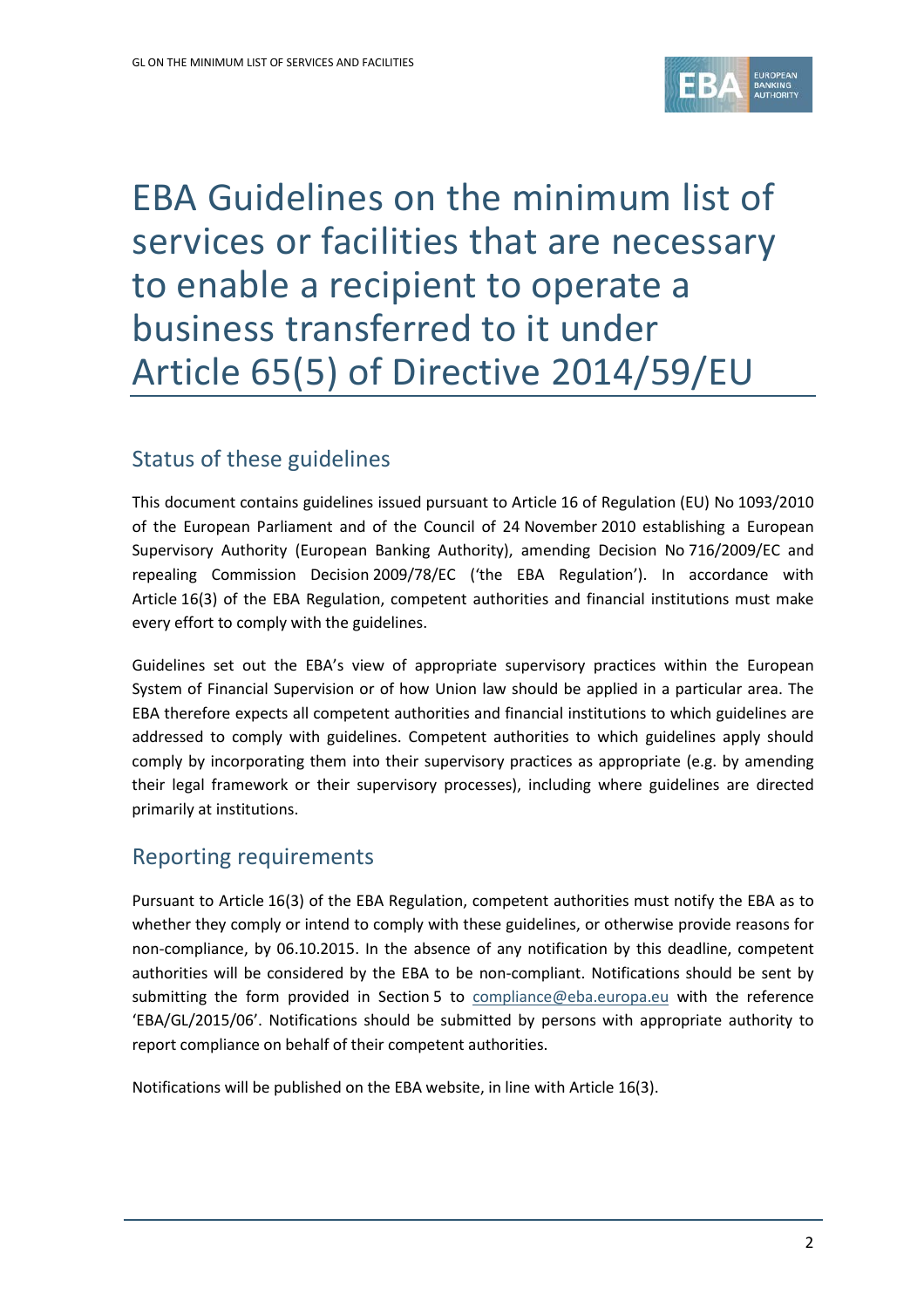# EBA Guidelines on the minimum list of services or facilities that are necessary to enable a recipient to operate a business transferred to it under Article 65(5) of Directive 2014/59/EU

## Status of these guidelines

This document contains guidelines issued pursuant to Article 16 of Regulation (EU) No 1093/2010 of the European Parliament and of the Council of 24 November 2010 establishing a European Supervisory Authority (European Banking Authority), amending Decision No 716/2009/EC and repealing Commission Decision 2009/78/EC ('the EBA Regulation'). In accordance with Article 16(3) of the EBA Regulation, competent authorities and financial institutions must make every effort to comply with the guidelines.

Guidelines set out the EBA's view of appropriate supervisory practices within the European System of Financial Supervision or of how Union law should be applied in a particular area. The EBA therefore expects all competent authorities and financial institutions to which guidelines are addressed to comply with guidelines. Competent authorities to which guidelines apply should comply by incorporating them into their supervisory practices as appropriate (e.g. by amending their legal framework or their supervisory processes), including where guidelines are directed primarily at institutions.

## Reporting requirements

Pursuant to Article 16(3) of the EBA Regulation, competent authorities must notify the EBA as to whether they comply or intend to comply with these guidelines, or otherwise provide reasons for non-compliance, by 06.10.2015. In the absence of any notification by this deadline, competent authorities will be considered by the EBA to be non-compliant. Notifications should be sent by submitting the form provided in Section 5 to compliance@eba.europa.eu with the reference 'EBA/GL/2015/06'. Notifications should be submitted by persons with appropriate authority to report compliance on behalf of their competent authorities.

Notifications will be published on the EBA website, in line with Article 16(3).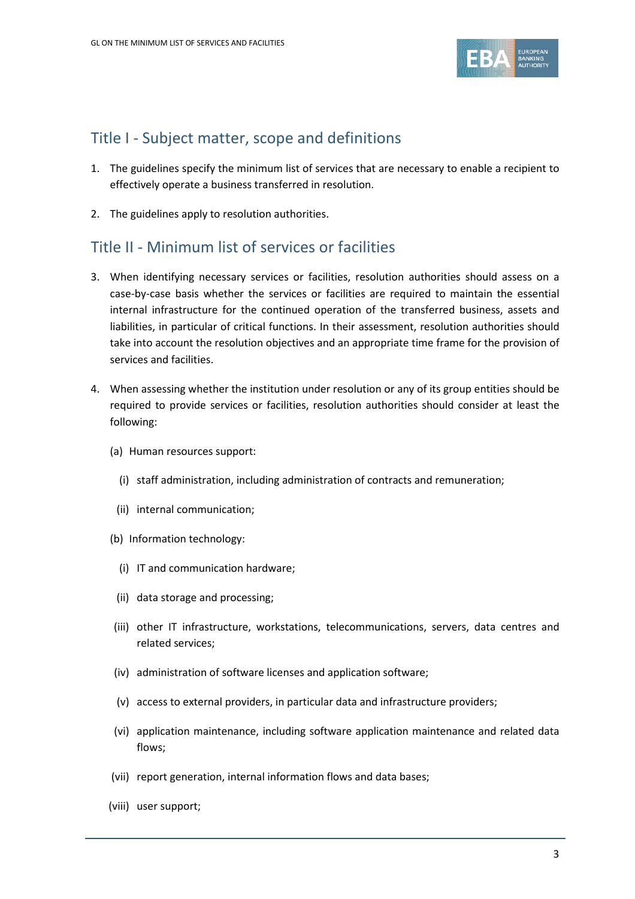## Title I - Subject matter, scope and definitions

1. The guidelines specify the minimum list of services that are necessary to enable a recipient to effectively operate a business transferred in resolution.

2. The guidelines apply to resolution authorities.

## Title II - Minimum list of services or facilities

3. When identifying necessary services or facilities, resolution authorities should assess on a case-by-case basis whether the services or facilities are required to maintain the essential internal infrastructure for the continued operation of the transferred business, assets and liabilities, in particular of critical functions. In their assessment, resolution authorities should take into account the resolution objectives and an appropriate time frame for the provision of services and facilities.

4. When assessing whether the institution under resolution or any of its group entities should be required to provide services or facilities, resolution authorities should consider at least the following:

   (a) Human resources support:

      (i) staff administration, including administration of contracts and remuneration;

      (ii) internal communication;

   (b) Information technology:

      (i) IT and communication hardware;

      (ii) data storage and processing;

      (iii) other IT infrastructure, workstations, telecommunications, servers, data centres and related services;

      (iv) administration of software licenses and application software;

      (v) access to external providers, in particular data and infrastructure providers;

      (vi) application maintenance, including software application maintenance and related data flows;

      (vii) report generation, internal information flows and data bases;

      (viii) user support;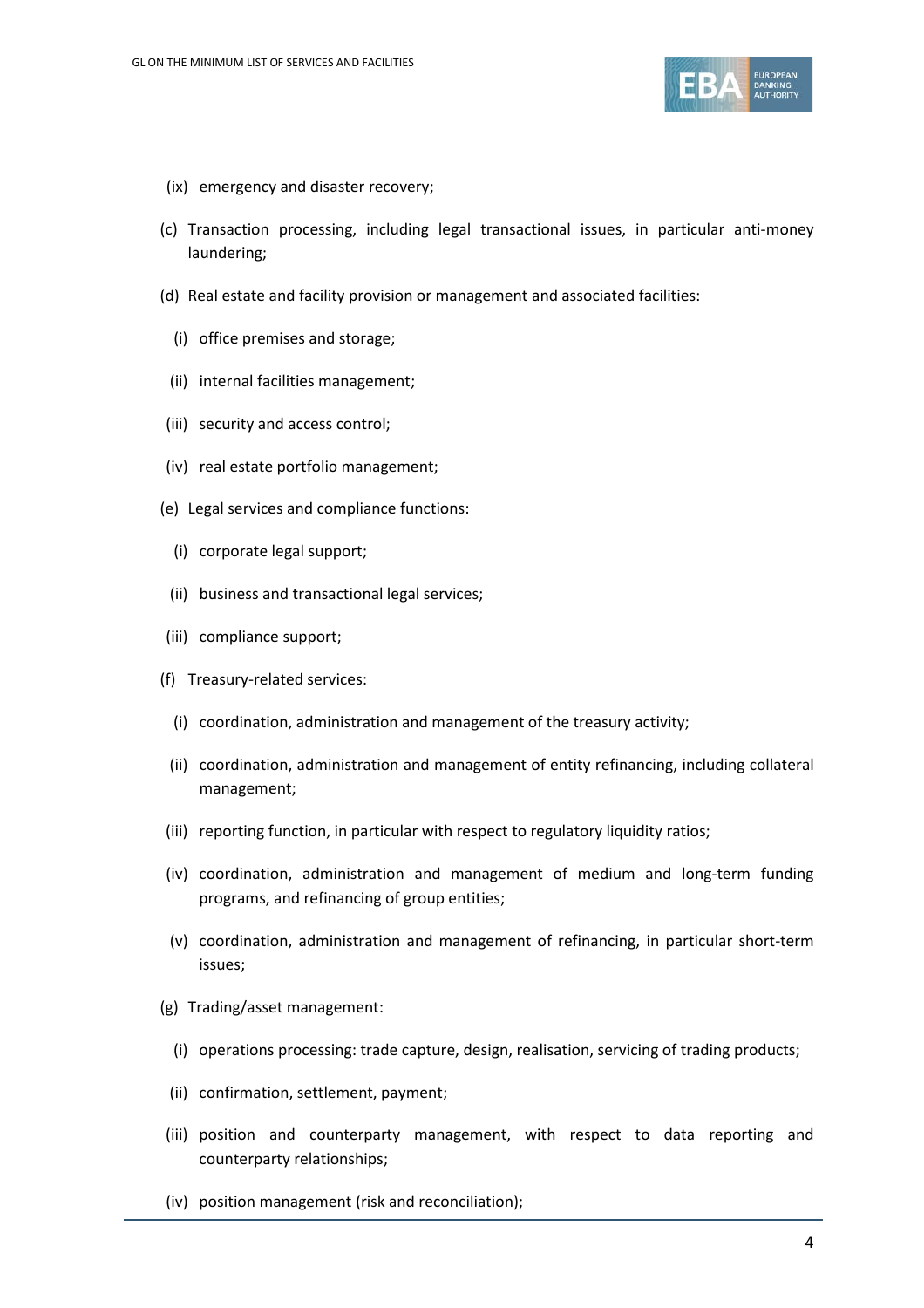(ix) emergency and disaster recovery;

(c) Transaction processing, including legal transactional issues, in particular anti-money laundering;

(d) Real estate and facility provision or management and associated facilities:

(i) office premises and storage;

(ii) internal facilities management;

(iii) security and access control;

(iv) real estate portfolio management;

(e) Legal services and compliance functions:

(i) corporate legal support;

(ii) business and transactional legal services;

(iii) compliance support;

(f) Treasury-related services:

(i) coordination, administration and management of the treasury activity;

(ii) coordination, administration and management of entity refinancing, including collateral management;

(iii) reporting function, in particular with respect to regulatory liquidity ratios;

(iv) coordination, administration and management of medium and long-term funding programs, and refinancing of group entities;

(v) coordination, administration and management of refinancing, in particular short-term issues;

(g) Trading/asset management:

(i) operations processing: trade capture, design, realisation, servicing of trading products;

(ii) confirmation, settlement, payment;

(iii) position and counterparty management, with respect to data reporting and counterparty relationships;

(iv) position management (risk and reconciliation);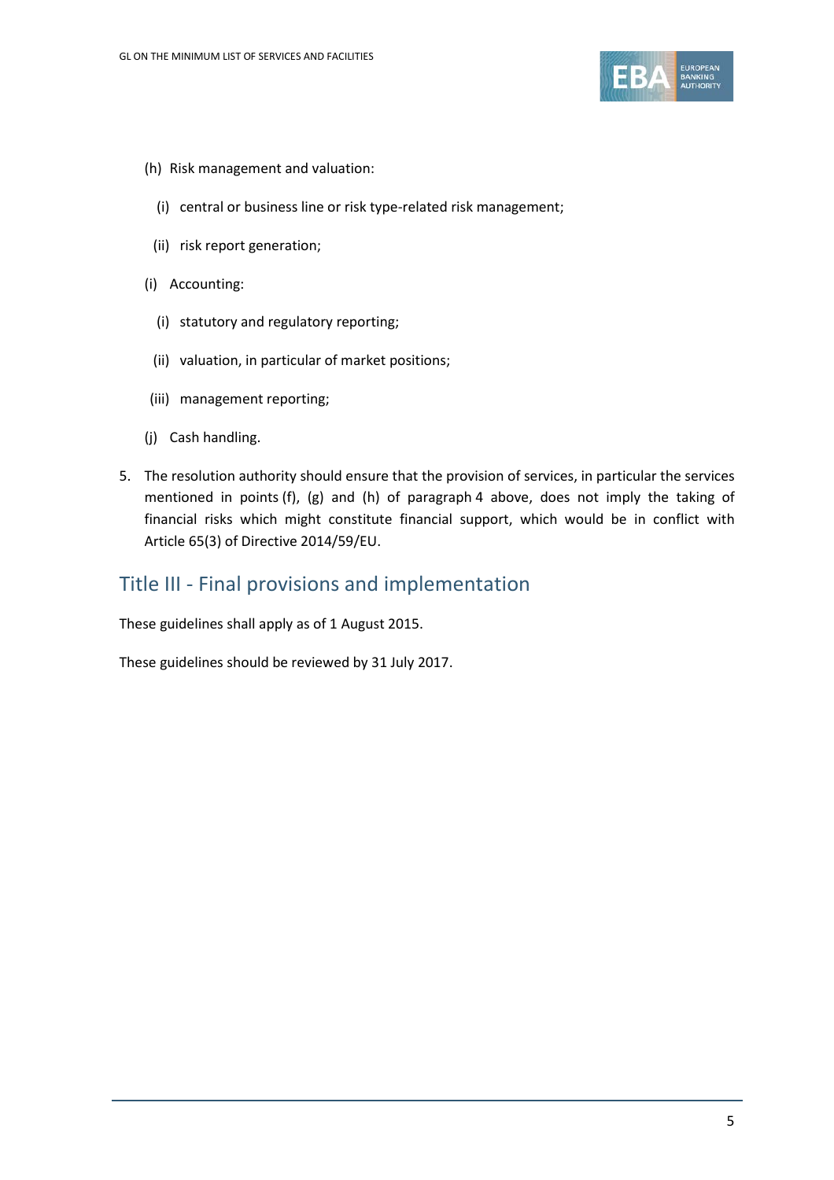(h) Risk management and valuation:

  (i) central or business line or risk type-related risk management;

  (ii) risk report generation;

(i) Accounting:

  (i) statutory and regulatory reporting;

  (ii) valuation, in particular of market positions;

  (iii) management reporting;

(j) Cash handling.

5. The resolution authority should ensure that the provision of services, in particular the services mentioned in points (f), (g) and (h) of paragraph 4 above, does not imply the taking of financial risks which might constitute financial support, which would be in conflict with Article 65(3) of Directive 2014/59/EU.

## Title III - Final provisions and implementation

These guidelines shall apply as of 1 August 2015.

These guidelines should be reviewed by 31 July 2017.